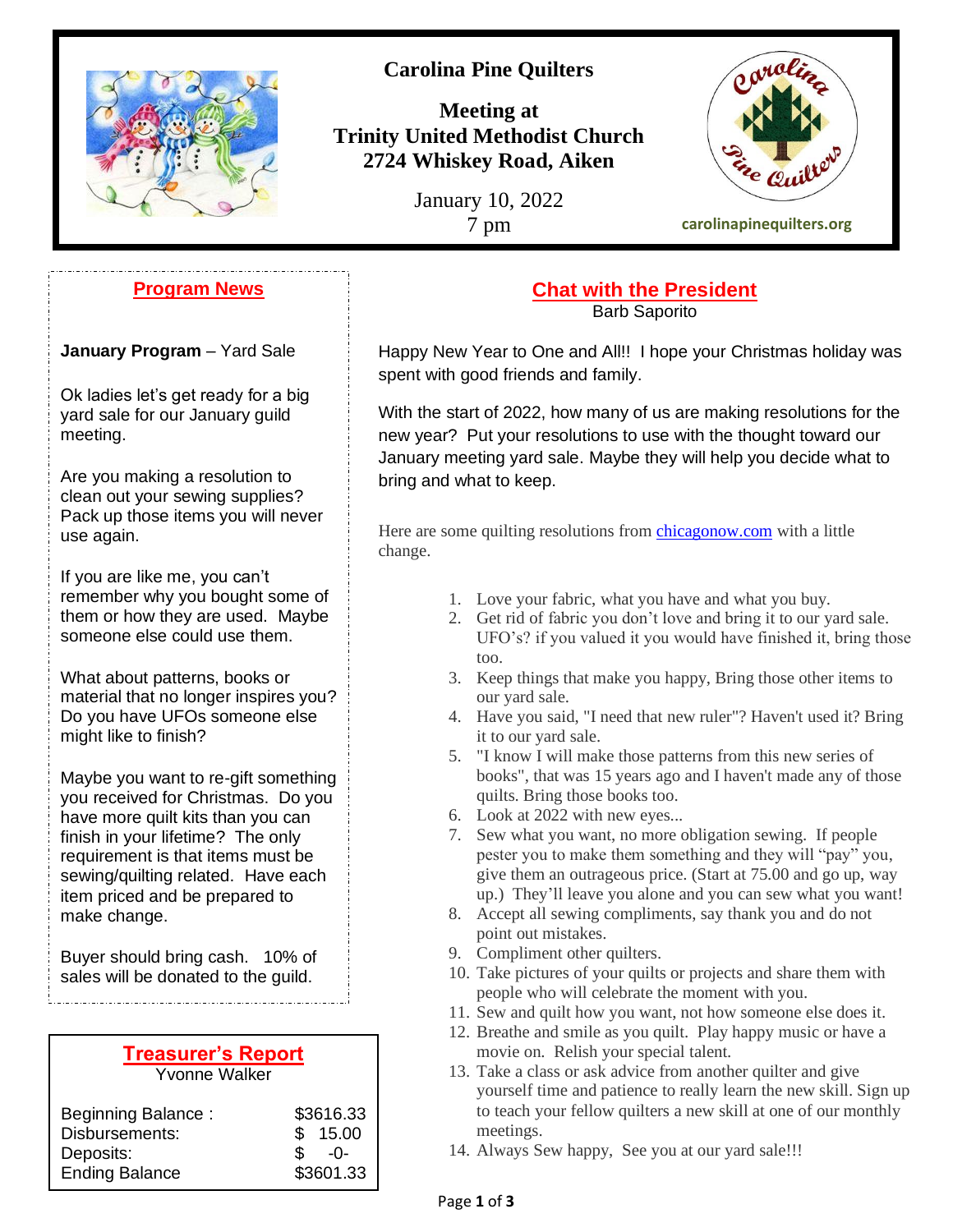# Carolina Pine Quilters

**Meeting at**
**Trinity United Methodist Church**
**2724 Whiskey Road, Aiken**

January 10, 2022
7 pm

carolinapinequilters.org

## Program News

**January Program** – Yard Sale

Ok ladies let's get ready for a big yard sale for our January guild meeting.

Are you making a resolution to clean out your sewing supplies? Pack up those items you will never use again.

If you are like me, you can't remember why you bought some of them or how they are used. Maybe someone else could use them.

What about patterns, books or material that no longer inspires you? Do you have UFOs someone else might like to finish?

Maybe you want to re-gift something you received for Christmas. Do you have more quilt kits than you can finish in your lifetime? The only requirement is that items must be sewing/quilting related. Have each item priced and be prepared to make change.

Buyer should bring cash. 10% of sales will be donated to the guild.

## Treasurer's Report

Yvonne Walker

| | |
|---|---|
| Beginning Balance : | $3616.33 |
| Disbursements: | $ 15.00 |
| Deposits: | $ -0- |
| Ending Balance | $3601.33 |

## Chat with the President

Barb Saporito

Happy New Year to One and All!! I hope your Christmas holiday was spent with good friends and family.

With the start of 2022, how many of us are making resolutions for the new year? Put your resolutions to use with the thought toward our January meeting yard sale. Maybe they will help you decide what to bring and what to keep.

Here are some quilting resolutions from chicagonow.com with a little change.

1. Love your fabric, what you have and what you buy.
2. Get rid of fabric you don't love and bring it to our yard sale. UFO's? if you valued it you would have finished it, bring those too.
3. Keep things that make you happy, Bring those other items to our yard sale.
4. Have you said, "I need that new ruler"? Haven't used it? Bring it to our yard sale.
5. "I know I will make those patterns from this new series of books", that was 15 years ago and I haven't made any of those quilts. Bring those books too.
6. Look at 2022 with new eyes...
7. Sew what you want, no more obligation sewing. If people pester you to make them something and they will "pay" you, give them an outrageous price. (Start at 75.00 and go up, way up.) They'll leave you alone and you can sew what you want!
8. Accept all sewing compliments, say thank you and do not point out mistakes.
9. Compliment other quilters.
10. Take pictures of your quilts or projects and share them with people who will celebrate the moment with you.
11. Sew and quilt how you want, not how someone else does it.
12. Breathe and smile as you quilt. Play happy music or have a movie on. Relish your special talent.
13. Take a class or ask advice from another quilter and give yourself time and patience to really learn the new skill. Sign up to teach your fellow quilters a new skill at one of our monthly meetings.
14. Always Sew happy, See you at our yard sale!!!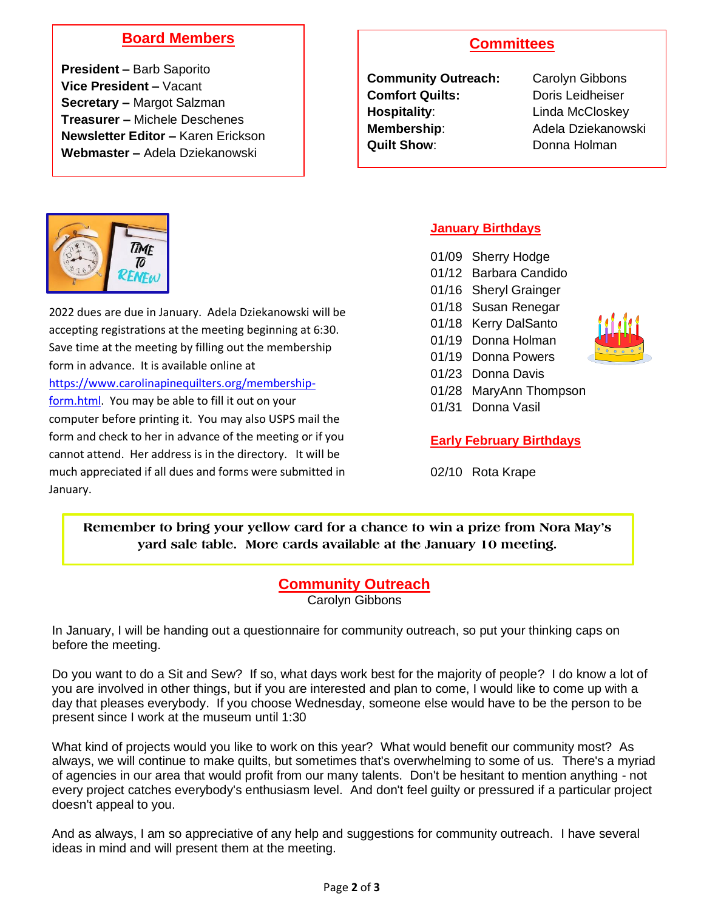## Board Members

**President –** Barb Saporito
**Vice President –** Vacant
**Secretary –** Margot Salzman
**Treasurer –** Michele Deschenes
**Newsletter Editor –** Karen Erickson
**Webmaster –** Adela Dziekanowski

## Committees

| | |
|---|---|
| **Community Outreach:** | Carolyn Gibbons |
| **Comfort Quilts:** | Doris Leidheiser |
| **Hospitality**: | Linda McCloskey |
| **Membership**: | Adela Dziekanowski |
| **Quilt Show**: | Donna Holman |

2022 dues are due in January. Adela Dziekanowski will be accepting registrations at the meeting beginning at 6:30. Save time at the meeting by filling out the membership form in advance. It is available online at https://www.carolinapinequilters.org/membership-form.html. You may be able to fill it out on your computer before printing it. You may also USPS mail the form and check to her in advance of the meeting or if you cannot attend. Her address is in the directory. It will be much appreciated if all dues and forms were submitted in January.

## January Birthdays

01/09 Sherry Hodge
01/12 Barbara Candido
01/16 Sheryl Grainger
01/18 Susan Renegar
01/18 Kerry DalSanto
01/19 Donna Holman
01/19 Donna Powers
01/23 Donna Davis
01/28 MaryAnn Thompson
01/31 Donna Vasil

## Early February Birthdays

02/10 Rota Krape

**Remember to bring your yellow card for a chance to win a prize from Nora May's yard sale table. More cards available at the January 10 meeting.**

## Community Outreach

Carolyn Gibbons

In January, I will be handing out a questionnaire for community outreach, so put your thinking caps on before the meeting.

Do you want to do a Sit and Sew? If so, what days work best for the majority of people? I do know a lot of you are involved in other things, but if you are interested and plan to come, I would like to come up with a day that pleases everybody. If you choose Wednesday, someone else would have to be the person to be present since I work at the museum until 1:30

What kind of projects would you like to work on this year? What would benefit our community most? As always, we will continue to make quilts, but sometimes that's overwhelming to some of us. There's a myriad of agencies in our area that would profit from our many talents. Don't be hesitant to mention anything - not every project catches everybody's enthusiasm level. And don't feel guilty or pressured if a particular project doesn't appeal to you.

And as always, I am so appreciative of any help and suggestions for community outreach. I have several ideas in mind and will present them at the meeting.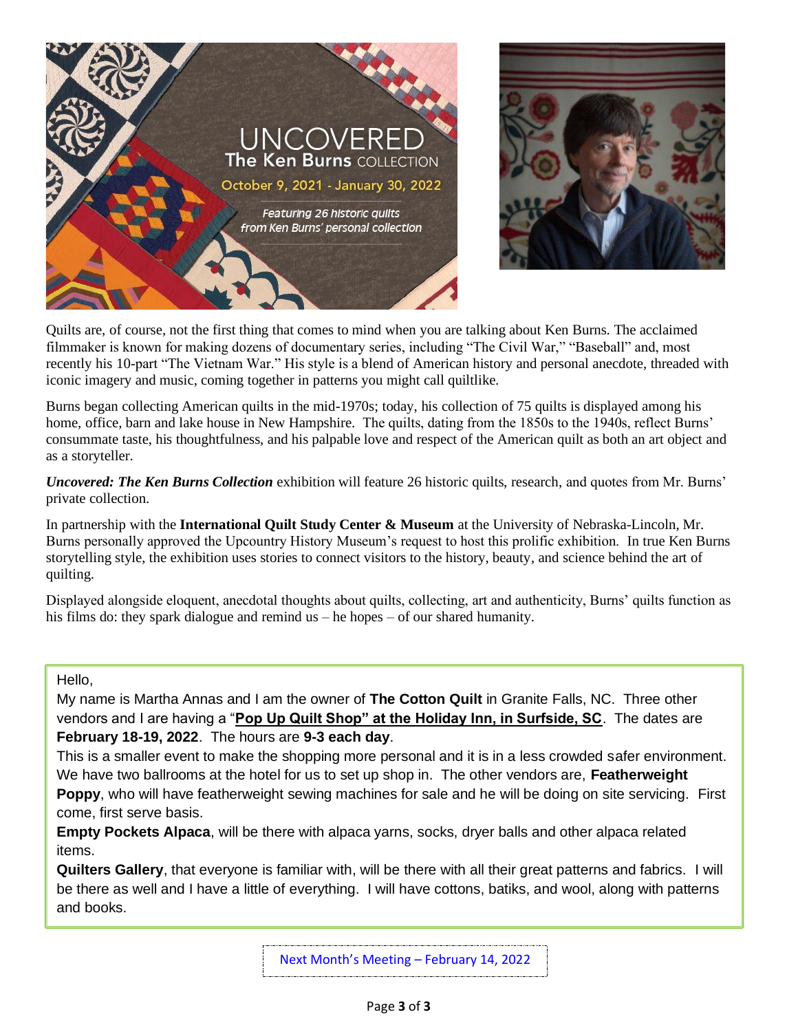UNCOVERED
The Ken Burns COLLECTION
October 9, 2021 - January 30, 2022
*Featuring 26 historic quilts from Ken Burns' personal collection*

Quilts are, of course, not the first thing that comes to mind when you are talking about Ken Burns. The acclaimed filmmaker is known for making dozens of documentary series, including "The Civil War," "Baseball" and, most recently his 10-part "The Vietnam War." His style is a blend of American history and personal anecdote, threaded with iconic imagery and music, coming together in patterns you might call quiltlike.

Burns began collecting American quilts in the mid-1970s; today, his collection of 75 quilts is displayed among his home, office, barn and lake house in New Hampshire. The quilts, dating from the 1850s to the 1940s, reflect Burns' consummate taste, his thoughtfulness, and his palpable love and respect of the American quilt as both an art object and as a storyteller.

***Uncovered: The Ken Burns Collection*** exhibition will feature 26 historic quilts, research, and quotes from Mr. Burns' private collection.

In partnership with the **International Quilt Study Center & Museum** at the University of Nebraska-Lincoln, Mr. Burns personally approved the Upcountry History Museum's request to host this prolific exhibition. In true Ken Burns storytelling style, the exhibition uses stories to connect visitors to the history, beauty, and science behind the art of quilting.

Displayed alongside eloquent, anecdotal thoughts about quilts, collecting, art and authenticity, Burns' quilts function as his films do: they spark dialogue and remind us – he hopes – of our shared humanity.

Hello,

My name is Martha Annas and I am the owner of **The Cotton Quilt** in Granite Falls, NC. Three other vendors and I are having a "**Pop Up Quilt Shop" at the Holiday Inn, in Surfside, SC**. The dates are **February 18-19, 2022**. The hours are **9-3 each day**.

This is a smaller event to make the shopping more personal and it is in a less crowded safer environment. We have two ballrooms at the hotel for us to set up shop in. The other vendors are, **Featherweight Poppy**, who will have featherweight sewing machines for sale and he will be doing on site servicing. First come, first serve basis.

**Empty Pockets Alpaca**, will be there with alpaca yarns, socks, dryer balls and other alpaca related items.

**Quilters Gallery**, that everyone is familiar with, will be there with all their great patterns and fabrics. I will be there as well and I have a little of everything. I will have cottons, batiks, and wool, along with patterns and books.

Next Month's Meeting – February 14, 2022